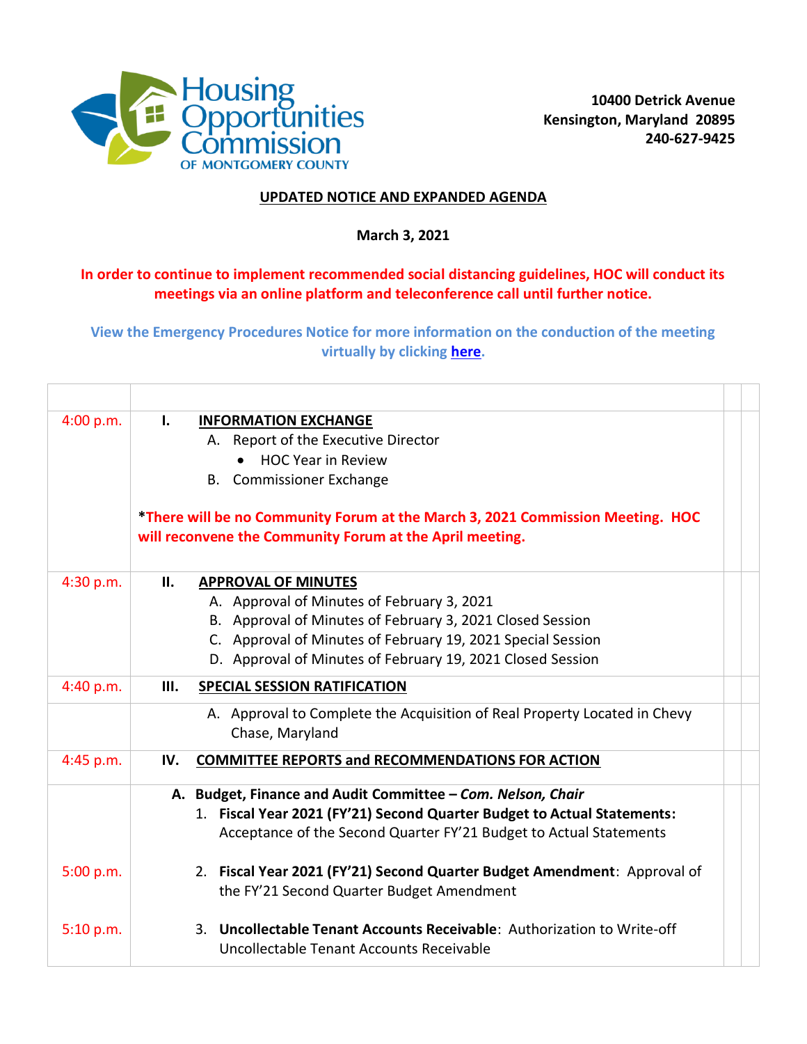Housing Opportunities Commission OF MONTGOMERY COUNTY

**10400 Detrick Avenue**
**Kensington, Maryland 20895**
**240-627-9425**

**UPDATED NOTICE AND EXPANDED AGENDA**

**March 3, 2021**

**In order to continue to implement recommended social distancing guidelines, HOC will conduct its meetings via an online platform and teleconference call until further notice.**

**View the Emergency Procedures Notice for more information on the conduction of the meeting virtually by clicking here.**

| | |
|---|---|
| 4:00 p.m. | **I. INFORMATION EXCHANGE**<br>A. Report of the Executive Director<br>• HOC Year in Review<br>B. Commissioner Exchange<br><br>**\*There will be no Community Forum at the March 3, 2021 Commission Meeting. HOC will reconvene the Community Forum at the April meeting.** |
| 4:30 p.m. | **II. APPROVAL OF MINUTES**<br>A. Approval of Minutes of February 3, 2021<br>B. Approval of Minutes of February 3, 2021 Closed Session<br>C. Approval of Minutes of February 19, 2021 Special Session<br>D. Approval of Minutes of February 19, 2021 Closed Session |
| 4:40 p.m. | **III. SPECIAL SESSION RATIFICATION** |
| | A. Approval to Complete the Acquisition of Real Property Located in Chevy Chase, Maryland |
| 4:45 p.m. | **IV. COMMITTEE REPORTS and RECOMMENDATIONS FOR ACTION** |
| | **A. Budget, Finance and Audit Committee – *Com. Nelson, Chair***<br>1. **Fiscal Year 2021 (FY'21) Second Quarter Budget to Actual Statements:** Acceptance of the Second Quarter FY'21 Budget to Actual Statements |
| 5:00 p.m. | 2. **Fiscal Year 2021 (FY'21) Second Quarter Budget Amendment**: Approval of the FY'21 Second Quarter Budget Amendment |
| 5:10 p.m. | 3. **Uncollectable Tenant Accounts Receivable**: Authorization to Write-off Uncollectable Tenant Accounts Receivable |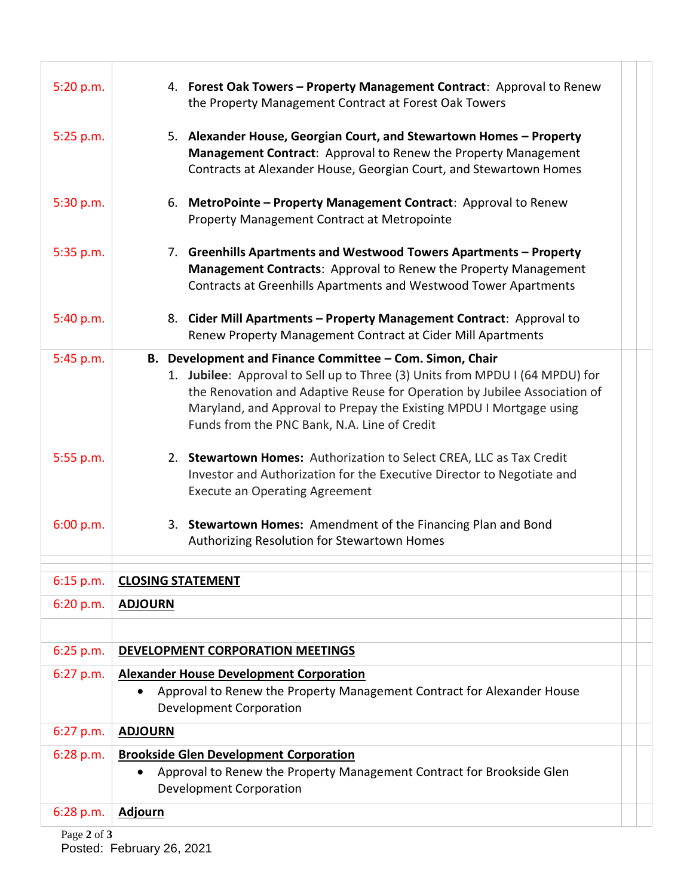| | | | |
|---|---|---|---|
| 5:20 p.m. | 4. **Forest Oak Towers – Property Management Contract**: Approval to Renew the Property Management Contract at Forest Oak Towers | | |
| 5:25 p.m. | 5. **Alexander House, Georgian Court, and Stewartown Homes – Property Management Contract**: Approval to Renew the Property Management Contracts at Alexander House, Georgian Court, and Stewartown Homes | | |
| 5:30 p.m. | 6. **MetroPointe – Property Management Contract**: Approval to Renew Property Management Contract at Metropointe | | |
| 5:35 p.m. | 7. **Greenhills Apartments and Westwood Towers Apartments – Property Management Contracts**: Approval to Renew the Property Management Contracts at Greenhills Apartments and Westwood Tower Apartments | | |
| 5:40 p.m. | 8. **Cider Mill Apartments – Property Management Contract**: Approval to Renew Property Management Contract at Cider Mill Apartments | | |
| 5:45 p.m. | **B. Development and Finance Committee – Com. Simon, Chair**<br>1. **Jubilee**: Approval to Sell up to Three (3) Units from MPDU I (64 MPDU) for the Renovation and Adaptive Reuse for Operation by Jubilee Association of Maryland, and Approval to Prepay the Existing MPDU I Mortgage using Funds from the PNC Bank, N.A. Line of Credit | | |
| 5:55 p.m. | 2. **Stewartown Homes:** Authorization to Select CREA, LLC as Tax Credit Investor and Authorization for the Executive Director to Negotiate and Execute an Operating Agreement | | |
| 6:00 p.m. | 3. **Stewartown Homes:** Amendment of the Financing Plan and Bond Authorizing Resolution for Stewartown Homes | | |
| | | | |
| 6:15 p.m. | **CLOSING STATEMENT** | | |
| 6:20 p.m. | **ADJOURN** | | |
| | | | |
| 6:25 p.m. | **DEVELOPMENT CORPORATION MEETINGS** | | |
| 6:27 p.m. | **Alexander House Development Corporation**<br>• Approval to Renew the Property Management Contract for Alexander House Development Corporation | | |
| 6:27 p.m. | **ADJOURN** | | |
| 6:28 p.m. | **Brookside Glen Development Corporation**<br>• Approval to Renew the Property Management Contract for Brookside Glen Development Corporation | | |
| 6:28 p.m. | **Adjourn** | | |

Posted: February 26, 2021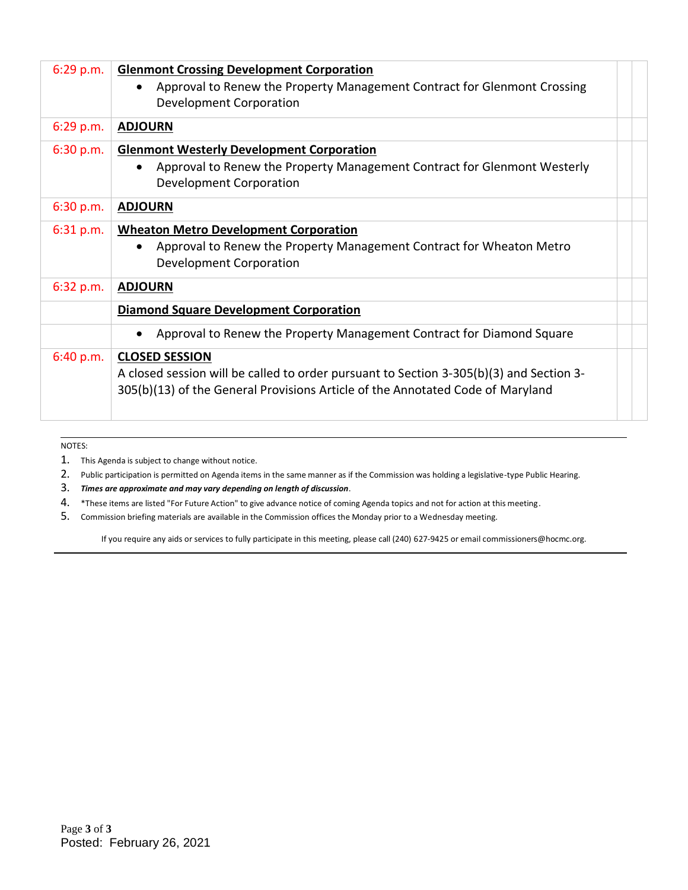| | | | |
|---|---|---|---|
| 6:29 p.m. | **Glenmont Crossing Development Corporation**<br>• Approval to Renew the Property Management Contract for Glenmont Crossing Development Corporation | | |
| 6:29 p.m. | **ADJOURN** | | |
| 6:30 p.m. | **Glenmont Westerly Development Corporation**<br>• Approval to Renew the Property Management Contract for Glenmont Westerly Development Corporation | | |
| 6:30 p.m. | **ADJOURN** | | |
| 6:31 p.m. | **Wheaton Metro Development Corporation**<br>• Approval to Renew the Property Management Contract for Wheaton Metro Development Corporation | | |
| 6:32 p.m. | **ADJOURN** | | |
| | **Diamond Square Development Corporation** | | |
| | • Approval to Renew the Property Management Contract for Diamond Square | | |
| 6:40 p.m. | **CLOSED SESSION**<br>A closed session will be called to order pursuant to Section 3-305(b)(3) and Section 3-305(b)(13) of the General Provisions Article of the Annotated Code of Maryland | | |

NOTES:

1. This Agenda is subject to change without notice.
2. Public participation is permitted on Agenda items in the same manner as if the Commission was holding a legislative-type Public Hearing.
3. ***Times are approximate and may vary depending on length of discussion***.
4. *These items are listed "For Future Action" to give advance notice of coming Agenda topics and not for action at this meeting.
5. Commission briefing materials are available in the Commission offices the Monday prior to a Wednesday meeting.

If you require any aids or services to fully participate in this meeting, please call (240) 627-9425 or email commissioners@hocmc.org.

Posted: February 26, 2021